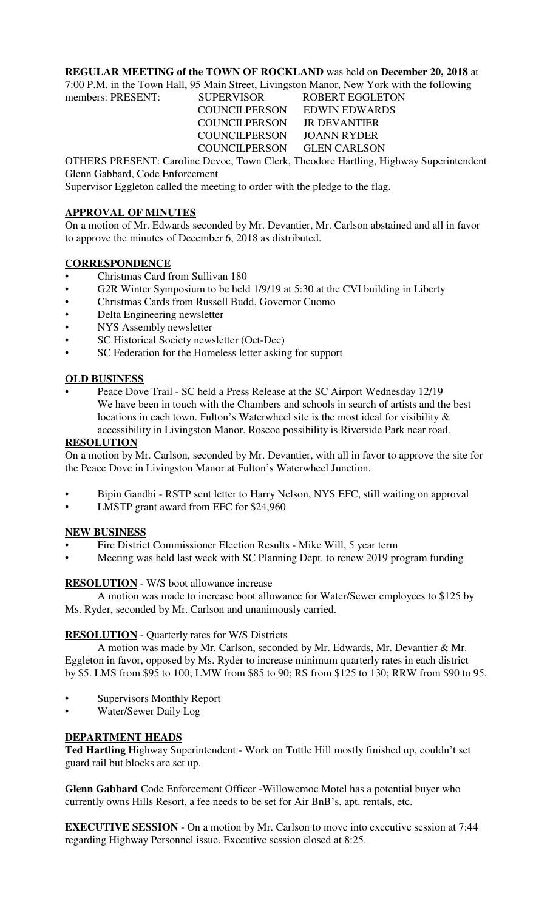**REGULAR MEETING of the TOWN OF ROCKLAND** was held on **December 20, 2018** at 7:00 P.M. in the Town Hall, 95 Main Street, Livingston Manor, New York with the following members: PRESENT:

| | |
|---|---|
| SUPERVISOR | ROBERT EGGLETON |
| COUNCILPERSON | EDWIN EDWARDS |
| COUNCILPERSON | JR DEVANTIER |
| COUNCILPERSON | JOANN RYDER |
| COUNCILPERSON | GLEN CARLSON |

OTHERS PRESENT: Caroline Devoe, Town Clerk, Theodore Hartling, Highway Superintendent Glenn Gabbard, Code Enforcement

Supervisor Eggleton called the meeting to order with the pledge to the flag.

## APPROVAL OF MINUTES

On a motion of Mr. Edwards seconded by Mr. Devantier, Mr. Carlson abstained and all in favor to approve the minutes of December 6, 2018 as distributed.

## CORRESPONDENCE

- Christmas Card from Sullivan 180
- G2R Winter Symposium to be held 1/9/19 at 5:30 at the CVI building in Liberty
- Christmas Cards from Russell Budd, Governor Cuomo
- Delta Engineering newsletter
- NYS Assembly newsletter
- SC Historical Society newsletter (Oct-Dec)
- SC Federation for the Homeless letter asking for support

## OLD BUSINESS

- Peace Dove Trail - SC held a Press Release at the SC Airport Wednesday 12/19 We have been in touch with the Chambers and schools in search of artists and the best locations in each town. Fulton's Waterwheel site is the most ideal for visibility & accessibility in Livingston Manor. Roscoe possibility is Riverside Park near road.

## RESOLUTION

On a motion by Mr. Carlson, seconded by Mr. Devantier, with all in favor to approve the site for the Peace Dove in Livingston Manor at Fulton's Waterwheel Junction.

- Bipin Gandhi - RSTP sent letter to Harry Nelson, NYS EFC, still waiting on approval
- LMSTP grant award from EFC for $24,960

## NEW BUSINESS

- Fire District Commissioner Election Results - Mike Will, 5 year term
- Meeting was held last week with SC Planning Dept. to renew 2019 program funding

**RESOLUTION** - W/S boot allowance increase

A motion was made to increase boot allowance for Water/Sewer employees to $125 by Ms. Ryder, seconded by Mr. Carlson and unanimously carried.

**RESOLUTION** - Quarterly rates for W/S Districts

A motion was made by Mr. Carlson, seconded by Mr. Edwards, Mr. Devantier & Mr. Eggleton in favor, opposed by Ms. Ryder to increase minimum quarterly rates in each district by $5. LMS from $95 to 100; LMW from $85 to 90; RS from $125 to 130; RRW from $90 to 95.

- Supervisors Monthly Report
- Water/Sewer Daily Log

## DEPARTMENT HEADS

**Ted Hartling** Highway Superintendent - Work on Tuttle Hill mostly finished up, couldn't set guard rail but blocks are set up.

**Glenn Gabbard** Code Enforcement Officer -Willowemoc Motel has a potential buyer who currently owns Hills Resort, a fee needs to be set for Air BnB's, apt. rentals, etc.

**EXECUTIVE SESSION** - On a motion by Mr. Carlson to move into executive session at 7:44 regarding Highway Personnel issue. Executive session closed at 8:25.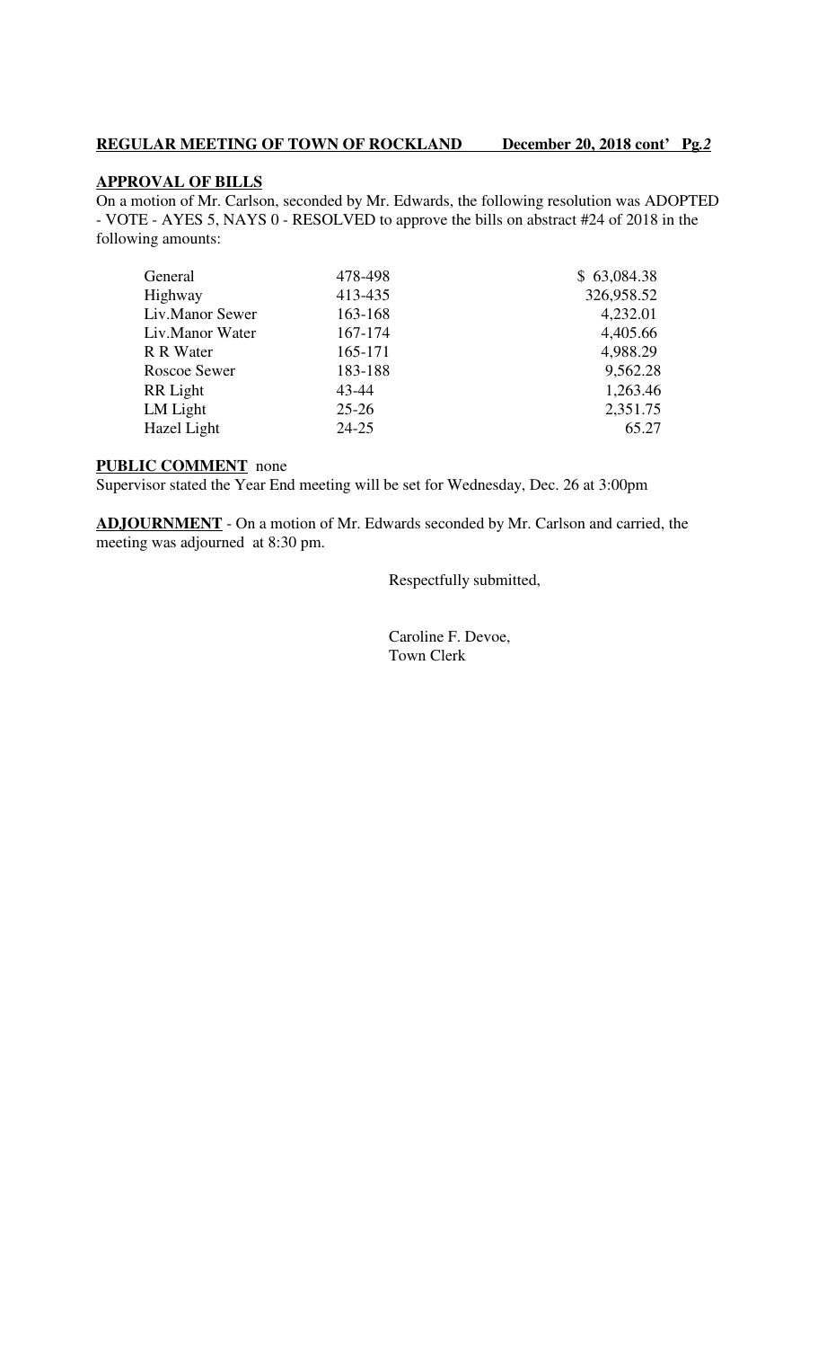**REGULAR MEETING OF TOWN OF ROCKLAND December 20, 2018 cont' Pg.** ***2***

**APPROVAL OF BILLS**

On a motion of Mr. Carlson, seconded by Mr. Edwards, the following resolution was ADOPTED - VOTE - AYES 5, NAYS 0 - RESOLVED to approve the bills on abstract #24 of 2018 in the following amounts:

| | | |
|---|---|---|
| General | 478-498 | $ 63,084.38 |
| Highway | 413-435 | 326,958.52 |
| Liv.Manor Sewer | 163-168 | 4,232.01 |
| Liv.Manor Water | 167-174 | 4,405.66 |
| R R Water | 165-171 | 4,988.29 |
| Roscoe Sewer | 183-188 | 9,562.28 |
| RR Light | 43-44 | 1,263.46 |
| LM Light | 25-26 | 2,351.75 |
| Hazel Light | 24-25 | 65.27 |

**PUBLIC COMMENT** none

Supervisor stated the Year End meeting will be set for Wednesday, Dec. 26 at 3:00pm

**ADJOURNMENT** - On a motion of Mr. Edwards seconded by Mr. Carlson and carried, the meeting was adjourned at 8:30 pm.

Respectfully submitted,

Caroline F. Devoe,
Town Clerk